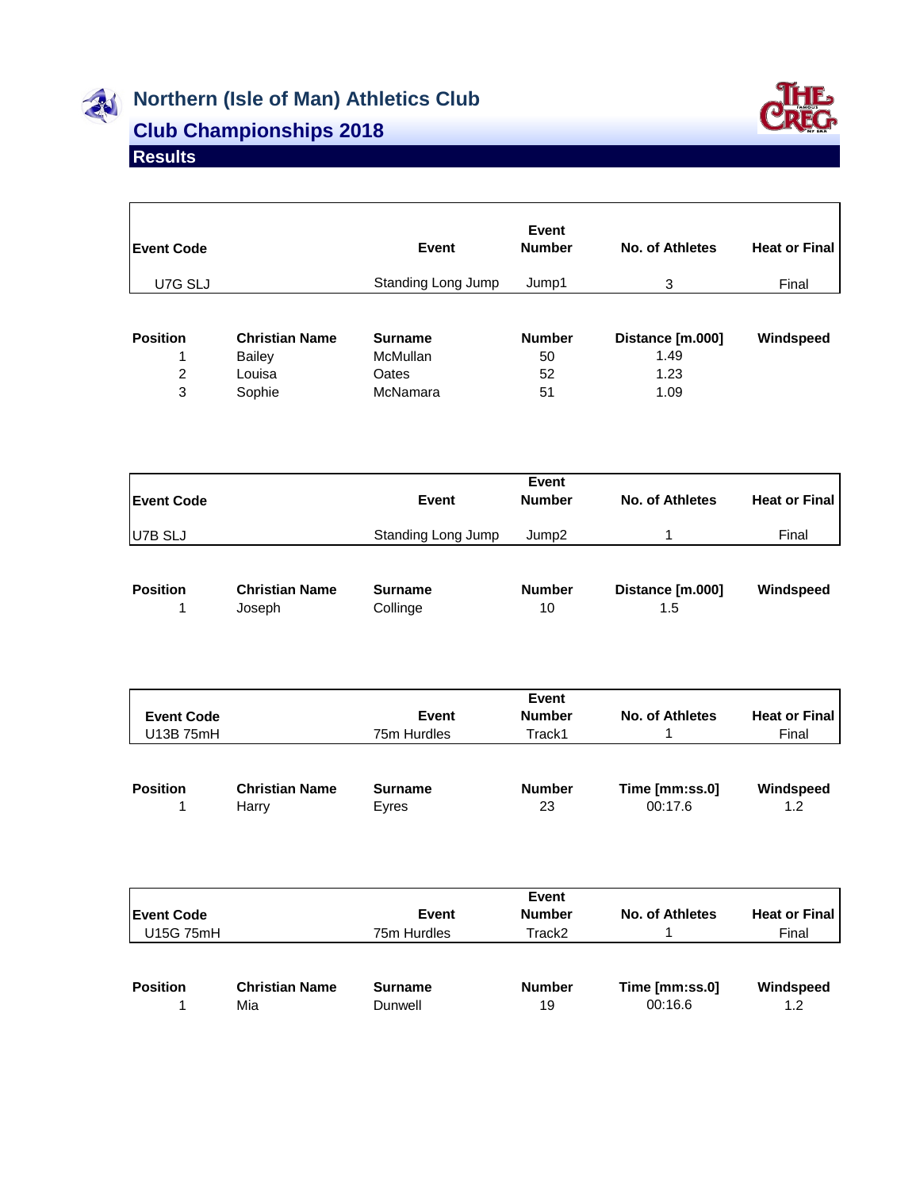# Northern (Isle of Man) Athletics Club

## Club Championships 2018

### Results

| Event Code | | Event | Event Number | No. of Athletes | Heat or Final |
|---|---|---|---|---|---|
| U7G SLJ | | Standing Long Jump | Jump1 | 3 | Final |

| Position | Christian Name | Surname | Number | Distance [m.000] | Windspeed |
|---|---|---|---|---|---|
| 1 | Bailey | McMullan | 50 | 1.49 | |
| 2 | Louisa | Oates | 52 | 1.23 | |
| 3 | Sophie | McNamara | 51 | 1.09 | |

| Event Code | | Event | Event Number | No. of Athletes | Heat or Final |
|---|---|---|---|---|---|
| U7B SLJ | | Standing Long Jump | Jump2 | 1 | Final |

| Position | Christian Name | Surname | Number | Distance [m.000] | Windspeed |
|---|---|---|---|---|---|
| 1 | Joseph | Collinge | 10 | 1.5 | |

| Event Code | | Event | Event Number | No. of Athletes | Heat or Final |
|---|---|---|---|---|---|
| U13B 75mH | | 75m Hurdles | Track1 | 1 | Final |

| Position | Christian Name | Surname | Number | Time [mm:ss.0] | Windspeed |
|---|---|---|---|---|---|
| 1 | Harry | Eyres | 23 | 00:17.6 | 1.2 |

| Event Code | | Event | Event Number | No. of Athletes | Heat or Final |
|---|---|---|---|---|---|
| U15G 75mH | | 75m Hurdles | Track2 | 1 | Final |

| Position | Christian Name | Surname | Number | Time [mm:ss.0] | Windspeed |
|---|---|---|---|---|---|
| 1 | Mia | Dunwell | 19 | 00:16.6 | 1.2 |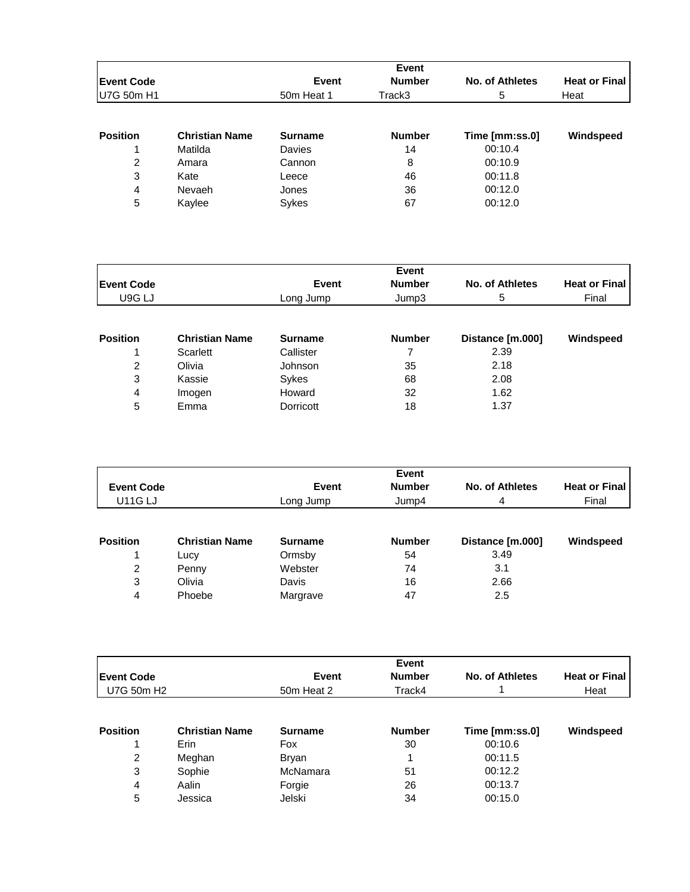| Event Code | Event | Event Number | No. of Athletes | Heat or Final |
|---|---|---|---|---|
| U7G 50m H1 | 50m Heat 1 | Track3 | 5 | Heat |

| Position | Christian Name | Surname | Number | Time [mm:ss.0] | Windspeed |
|---|---|---|---|---|---|
| 1 | Matilda | Davies | 14 | 00:10.4 | |
| 2 | Amara | Cannon | 8 | 00:10.9 | |
| 3 | Kate | Leece | 46 | 00:11.8 | |
| 4 | Nevaeh | Jones | 36 | 00:12.0 | |
| 5 | Kaylee | Sykes | 67 | 00:12.0 | |

| Event Code | Event | Event Number | No. of Athletes | Heat or Final |
|---|---|---|---|---|
| U9G LJ | Long Jump | Jump3 | 5 | Final |

| Position | Christian Name | Surname | Number | Distance [m.000] | Windspeed |
|---|---|---|---|---|---|
| 1 | Scarlett | Callister | 7 | 2.39 | |
| 2 | Olivia | Johnson | 35 | 2.18 | |
| 3 | Kassie | Sykes | 68 | 2.08 | |
| 4 | Imogen | Howard | 32 | 1.62 | |
| 5 | Emma | Dorricott | 18 | 1.37 | |

| Event Code | Event | Event Number | No. of Athletes | Heat or Final |
|---|---|---|---|---|
| U11G LJ | Long Jump | Jump4 | 4 | Final |

| Position | Christian Name | Surname | Number | Distance [m.000] | Windspeed |
|---|---|---|---|---|---|
| 1 | Lucy | Ormsby | 54 | 3.49 | |
| 2 | Penny | Webster | 74 | 3.1 | |
| 3 | Olivia | Davis | 16 | 2.66 | |
| 4 | Phoebe | Margrave | 47 | 2.5 | |

| Event Code | Event | Event Number | No. of Athletes | Heat or Final |
|---|---|---|---|---|
| U7G 50m H2 | 50m Heat 2 | Track4 | 1 | Heat |

| Position | Christian Name | Surname | Number | Time [mm:ss.0] | Windspeed |
|---|---|---|---|---|---|
| 1 | Erin | Fox | 30 | 00:10.6 | |
| 2 | Meghan | Bryan | 1 | 00:11.5 | |
| 3 | Sophie | McNamara | 51 | 00:12.2 | |
| 4 | Aalin | Forgie | 26 | 00:13.7 | |
| 5 | Jessica | Jelski | 34 | 00:15.0 | |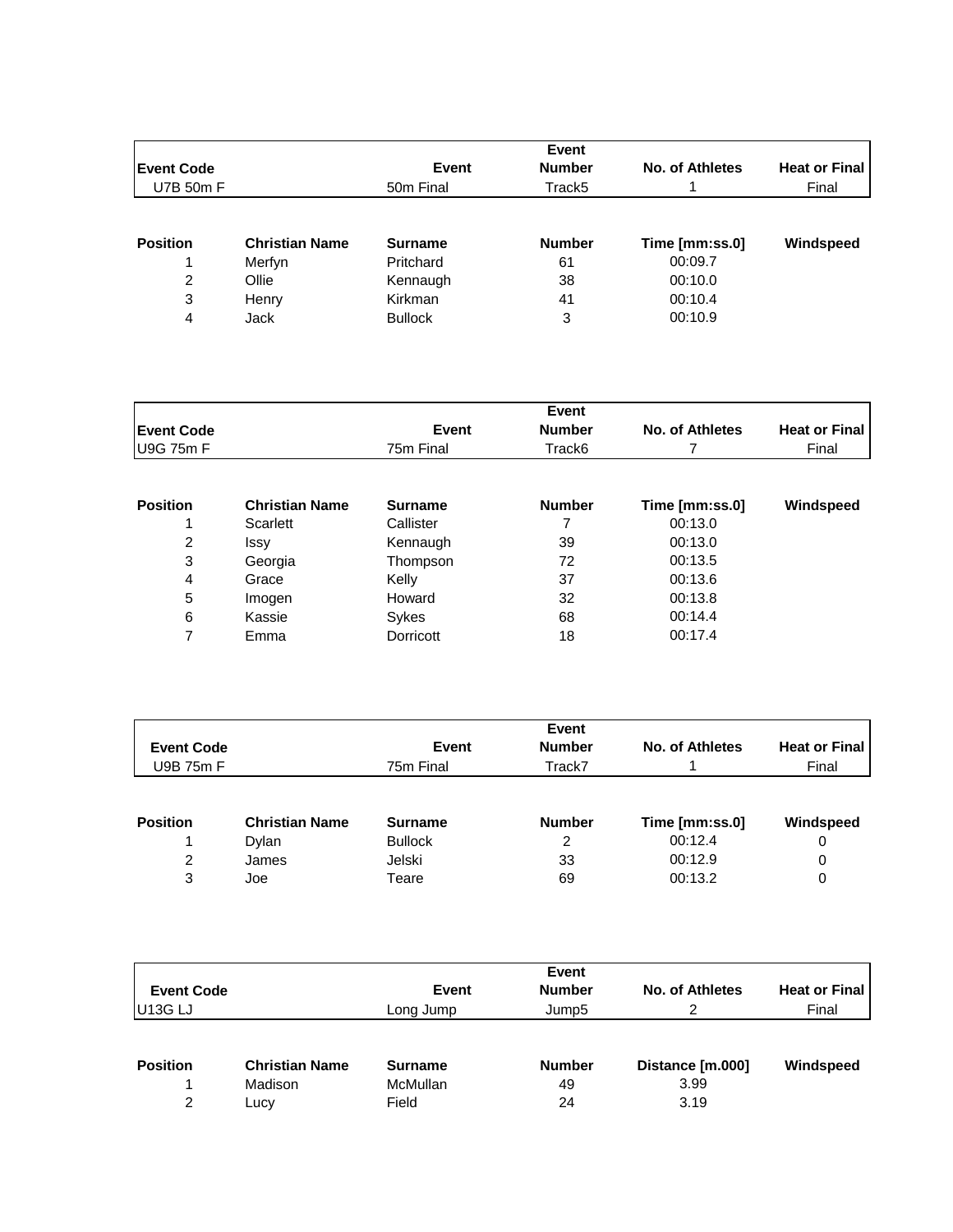| Event Code | | Event | Event Number | No. of Athletes | Heat or Final |
|---|---|---|---|---|---|
| U7B 50m F | | 50m Final | Track5 | 1 | Final |

| Position | Christian Name | Surname | Number | Time [mm:ss.0] | Windspeed |
|---|---|---|---|---|---|
| 1 | Merfyn | Pritchard | 61 | 00:09.7 | |
| 2 | Ollie | Kennaugh | 38 | 00:10.0 | |
| 3 | Henry | Kirkman | 41 | 00:10.4 | |
| 4 | Jack | Bullock | 3 | 00:10.9 | |

| Event Code | | Event | Event Number | No. of Athletes | Heat or Final |
|---|---|---|---|---|---|
| U9G 75m F | | 75m Final | Track6 | 7 | Final |

| Position | Christian Name | Surname | Number | Time [mm:ss.0] | Windspeed |
|---|---|---|---|---|---|
| 1 | Scarlett | Callister | 7 | 00:13.0 | |
| 2 | Issy | Kennaugh | 39 | 00:13.0 | |
| 3 | Georgia | Thompson | 72 | 00:13.5 | |
| 4 | Grace | Kelly | 37 | 00:13.6 | |
| 5 | Imogen | Howard | 32 | 00:13.8 | |
| 6 | Kassie | Sykes | 68 | 00:14.4 | |
| 7 | Emma | Dorricott | 18 | 00:17.4 | |

| Event Code | | Event | Event Number | No. of Athletes | Heat or Final |
|---|---|---|---|---|---|
| U9B 75m F | | 75m Final | Track7 | 1 | Final |

| Position | Christian Name | Surname | Number | Time [mm:ss.0] | Windspeed |
|---|---|---|---|---|---|
| 1 | Dylan | Bullock | 2 | 00:12.4 | 0 |
| 2 | James | Jelski | 33 | 00:12.9 | 0 |
| 3 | Joe | Teare | 69 | 00:13.2 | 0 |

| Event Code | | Event | Event Number | No. of Athletes | Heat or Final |
|---|---|---|---|---|---|
| U13G LJ | | Long Jump | Jump5 | 2 | Final |

| Position | Christian Name | Surname | Number | Distance [m.000] | Windspeed |
|---|---|---|---|---|---|
| 1 | Madison | McMullan | 49 | 3.99 | |
| 2 | Lucy | Field | 24 | 3.19 | |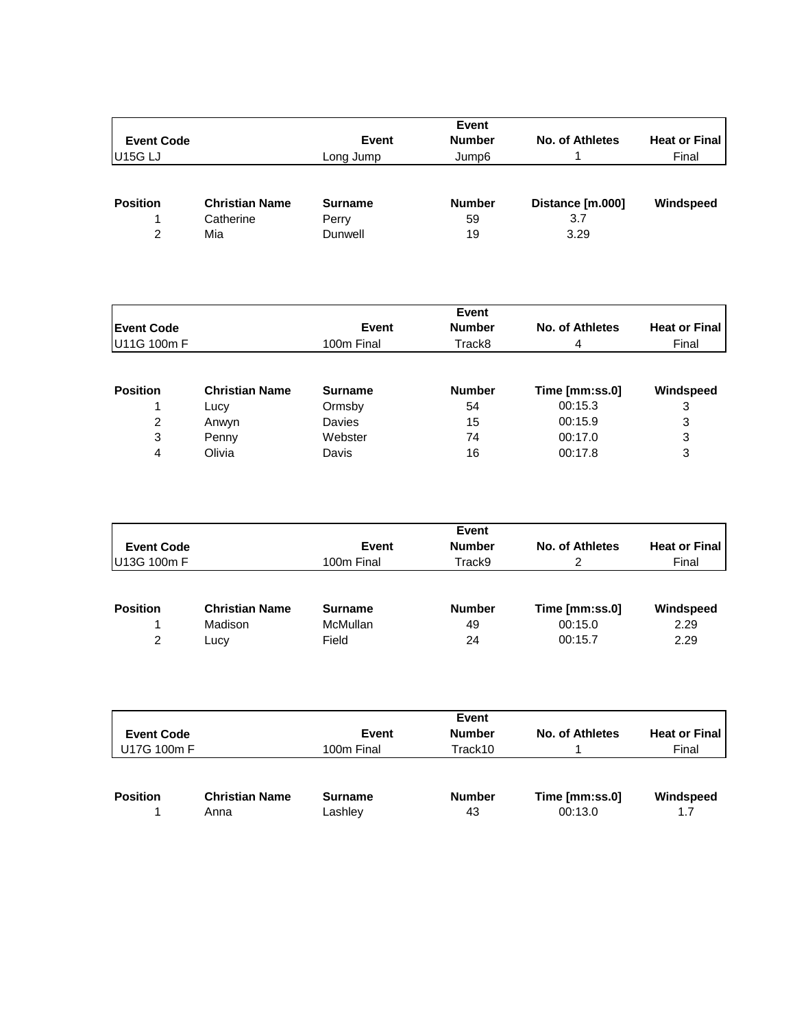| Event Code | Event | Event Number | No. of Athletes | Heat or Final |
|---|---|---|---|---|
| U15G LJ | Long Jump | Jump6 | 1 | Final |

| Position | Christian Name | Surname | Number | Distance [m.000] | Windspeed |
|---|---|---|---|---|---|
| 1 | Catherine | Perry | 59 | 3.7 | |
| 2 | Mia | Dunwell | 19 | 3.29 | |

| Event Code | Event | Event Number | No. of Athletes | Heat or Final |
|---|---|---|---|---|
| U11G 100m F | 100m Final | Track8 | 4 | Final |

| Position | Christian Name | Surname | Number | Time [mm:ss.0] | Windspeed |
|---|---|---|---|---|---|
| 1 | Lucy | Ormsby | 54 | 00:15.3 | 3 |
| 2 | Anwyn | Davies | 15 | 00:15.9 | 3 |
| 3 | Penny | Webster | 74 | 00:17.0 | 3 |
| 4 | Olivia | Davis | 16 | 00:17.8 | 3 |

| Event Code | Event | Event Number | No. of Athletes | Heat or Final |
|---|---|---|---|---|
| U13G 100m F | 100m Final | Track9 | 2 | Final |

| Position | Christian Name | Surname | Number | Time [mm:ss.0] | Windspeed |
|---|---|---|---|---|---|
| 1 | Madison | McMullan | 49 | 00:15.0 | 2.29 |
| 2 | Lucy | Field | 24 | 00:15.7 | 2.29 |

| Event Code | Event | Event Number | No. of Athletes | Heat or Final |
|---|---|---|---|---|
| U17G 100m F | 100m Final | Track10 | 1 | Final |

| Position | Christian Name | Surname | Number | Time [mm:ss.0] | Windspeed |
|---|---|---|---|---|---|
| 1 | Anna | Lashley | 43 | 00:13.0 | 1.7 |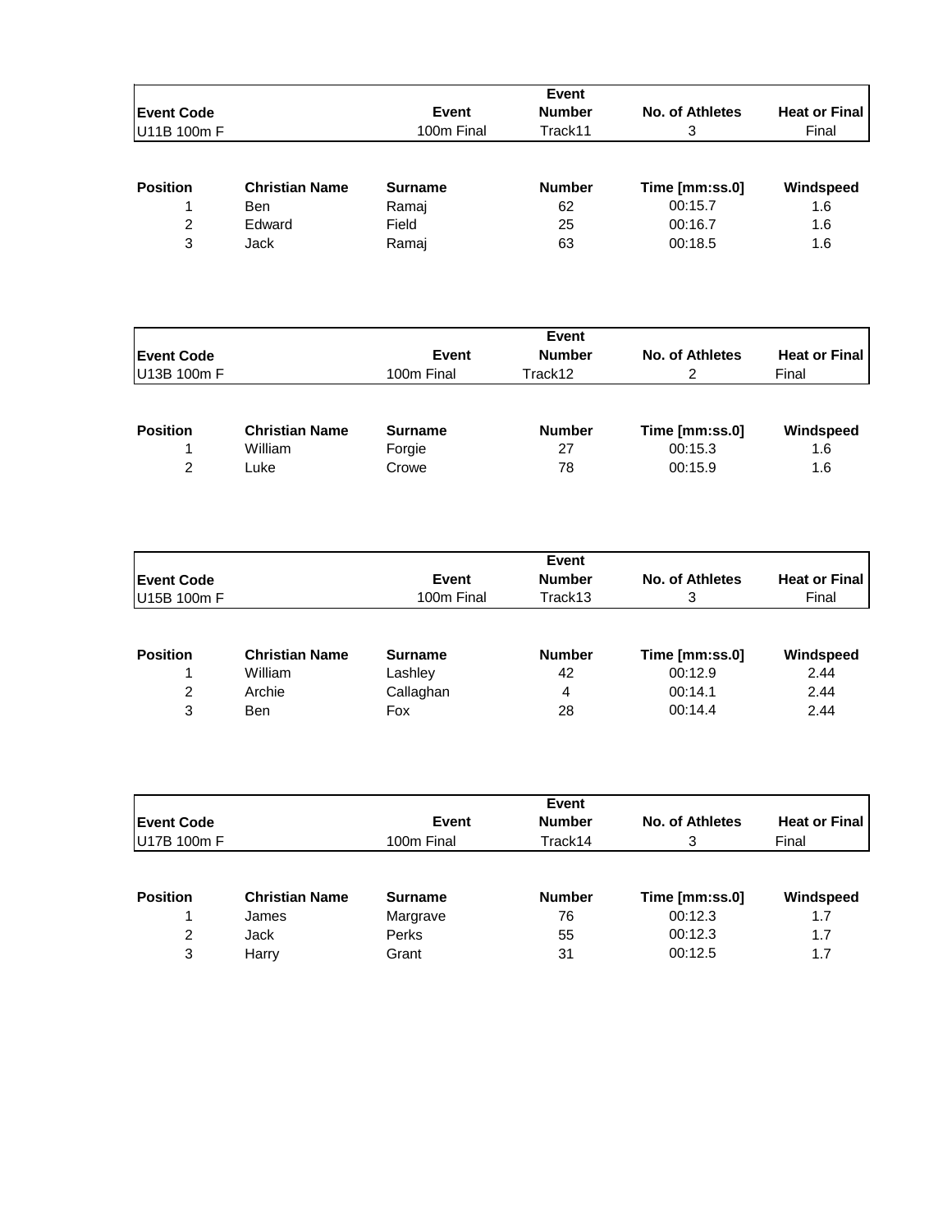| Event Code | | Event | Event Number | No. of Athletes | Heat or Final |
|---|---|---|---|---|---|
| U11B 100m F | | 100m Final | Track11 | 3 | Final |

| Position | Christian Name | Surname | Number | Time [mm:ss.0] | Windspeed |
|---|---|---|---|---|---|
| 1 | Ben | Ramaj | 62 | 00:15.7 | 1.6 |
| 2 | Edward | Field | 25 | 00:16.7 | 1.6 |
| 3 | Jack | Ramaj | 63 | 00:18.5 | 1.6 |

| Event Code | | Event | Event Number | No. of Athletes | Heat or Final |
|---|---|---|---|---|---|
| U13B 100m F | | 100m Final | Track12 | 2 | Final |

| Position | Christian Name | Surname | Number | Time [mm:ss.0] | Windspeed |
|---|---|---|---|---|---|
| 1 | William | Forgie | 27 | 00:15.3 | 1.6 |
| 2 | Luke | Crowe | 78 | 00:15.9 | 1.6 |

| Event Code | | Event | Event Number | No. of Athletes | Heat or Final |
|---|---|---|---|---|---|
| U15B 100m F | | 100m Final | Track13 | 3 | Final |

| Position | Christian Name | Surname | Number | Time [mm:ss.0] | Windspeed |
|---|---|---|---|---|---|
| 1 | William | Lashley | 42 | 00:12.9 | 2.44 |
| 2 | Archie | Callaghan | 4 | 00:14.1 | 2.44 |
| 3 | Ben | Fox | 28 | 00:14.4 | 2.44 |

| Event Code | | Event | Event Number | No. of Athletes | Heat or Final |
|---|---|---|---|---|---|
| U17B 100m F | | 100m Final | Track14 | 3 | Final |

| Position | Christian Name | Surname | Number | Time [mm:ss.0] | Windspeed |
|---|---|---|---|---|---|
| 1 | James | Margrave | 76 | 00:12.3 | 1.7 |
| 2 | Jack | Perks | 55 | 00:12.3 | 1.7 |
| 3 | Harry | Grant | 31 | 00:12.5 | 1.7 |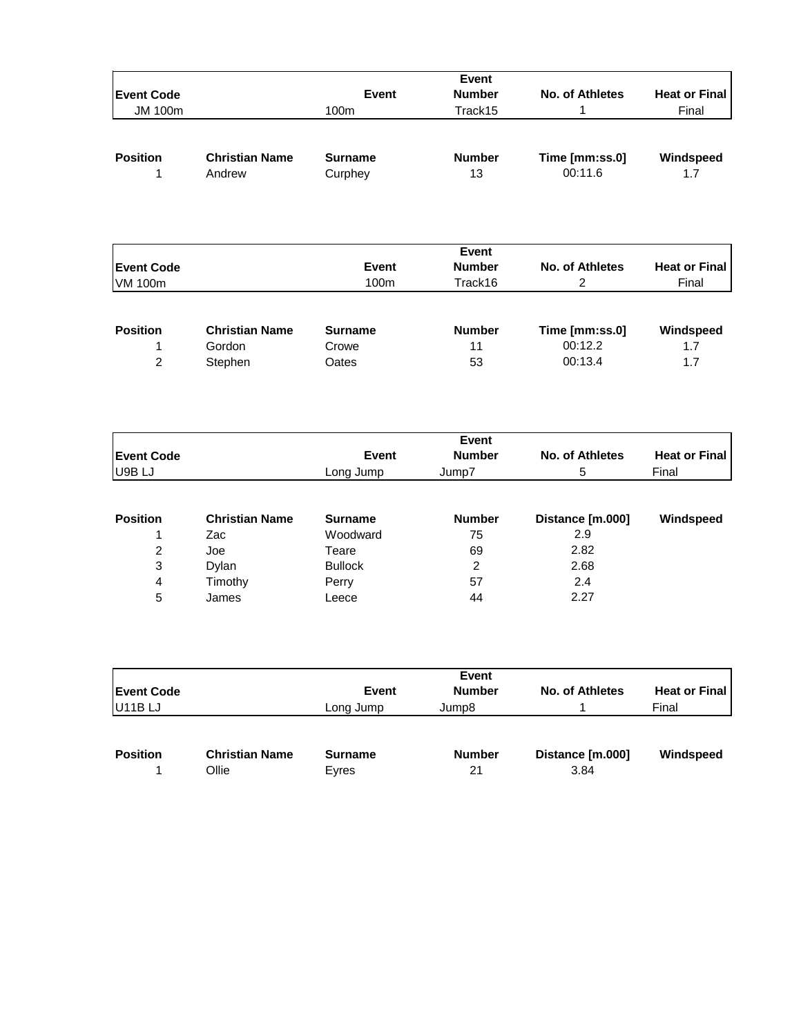| Event Code | | Event | Event Number | No. of Athletes | Heat or Final |
|---|---|---|---|---|---|
| JM 100m | | 100m | Track15 | 1 | Final |

| Position | Christian Name | Surname | Number | Time [mm:ss.0] | Windspeed |
|---|---|---|---|---|---|
| 1 | Andrew | Curphey | 13 | 00:11.6 | 1.7 |

| Event Code | | Event | Event Number | No. of Athletes | Heat or Final |
|---|---|---|---|---|---|
| VM 100m | | 100m | Track16 | 2 | Final |

| Position | Christian Name | Surname | Number | Time [mm:ss.0] | Windspeed |
|---|---|---|---|---|---|
| 1 | Gordon | Crowe | 11 | 00:12.2 | 1.7 |
| 2 | Stephen | Oates | 53 | 00:13.4 | 1.7 |

| Event Code | | Event | Event Number | No. of Athletes | Heat or Final |
|---|---|---|---|---|---|
| U9B LJ | | Long Jump | Jump7 | 5 | Final |

| Position | Christian Name | Surname | Number | Distance [m.000] | Windspeed |
|---|---|---|---|---|---|
| 1 | Zac | Woodward | 75 | 2.9 | |
| 2 | Joe | Teare | 69 | 2.82 | |
| 3 | Dylan | Bullock | 2 | 2.68 | |
| 4 | Timothy | Perry | 57 | 2.4 | |
| 5 | James | Leece | 44 | 2.27 | |

| Event Code | | Event | Event Number | No. of Athletes | Heat or Final |
|---|---|---|---|---|---|
| U11B LJ | | Long Jump | Jump8 | 1 | Final |

| Position | Christian Name | Surname | Number | Distance [m.000] | Windspeed |
|---|---|---|---|---|---|
| 1 | Ollie | Eyres | 21 | 3.84 | |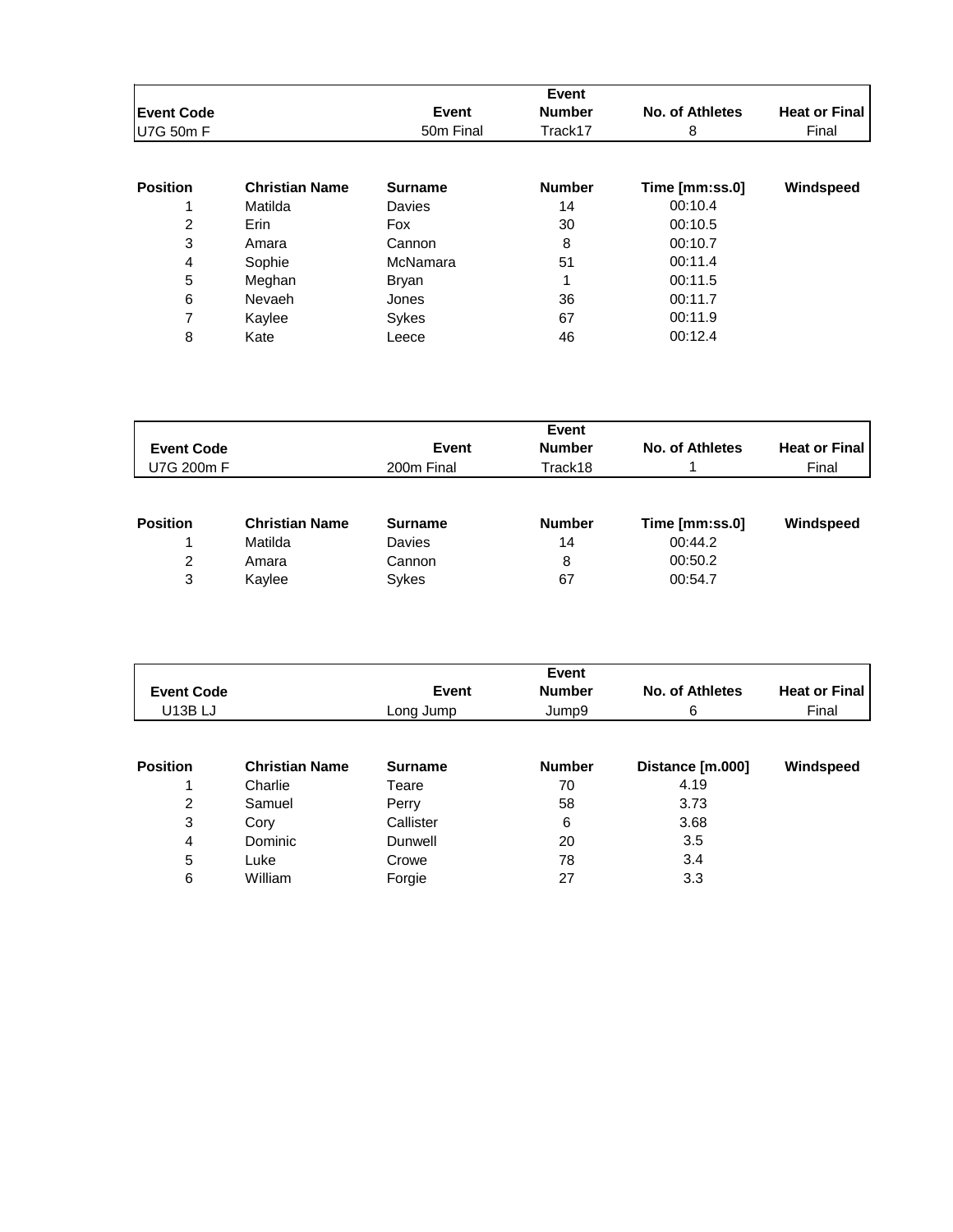| Event Code | Event | Event Number | No. of Athletes | Heat or Final |
|---|---|---|---|---|
| U7G 50m F | 50m Final | Track17 | 8 | Final |

| Position | Christian Name | Surname | Number | Time [mm:ss.0] | Windspeed |
|---|---|---|---|---|---|
| 1 | Matilda | Davies | 14 | 00:10.4 | |
| 2 | Erin | Fox | 30 | 00:10.5 | |
| 3 | Amara | Cannon | 8 | 00:10.7 | |
| 4 | Sophie | McNamara | 51 | 00:11.4 | |
| 5 | Meghan | Bryan | 1 | 00:11.5 | |
| 6 | Nevaeh | Jones | 36 | 00:11.7 | |
| 7 | Kaylee | Sykes | 67 | 00:11.9 | |
| 8 | Kate | Leece | 46 | 00:12.4 | |

| Event Code | Event | Event Number | No. of Athletes | Heat or Final |
|---|---|---|---|---|
| U7G 200m F | 200m Final | Track18 | 1 | Final |

| Position | Christian Name | Surname | Number | Time [mm:ss.0] | Windspeed |
|---|---|---|---|---|---|
| 1 | Matilda | Davies | 14 | 00:44.2 | |
| 2 | Amara | Cannon | 8 | 00:50.2 | |
| 3 | Kaylee | Sykes | 67 | 00:54.7 | |

| Event Code | Event | Event Number | No. of Athletes | Heat or Final |
|---|---|---|---|---|
| U13B LJ | Long Jump | Jump9 | 6 | Final |

| Position | Christian Name | Surname | Number | Distance [m.000] | Windspeed |
|---|---|---|---|---|---|
| 1 | Charlie | Teare | 70 | 4.19 | |
| 2 | Samuel | Perry | 58 | 3.73 | |
| 3 | Cory | Callister | 6 | 3.68 | |
| 4 | Dominic | Dunwell | 20 | 3.5 | |
| 5 | Luke | Crowe | 78 | 3.4 | |
| 6 | William | Forgie | 27 | 3.3 | |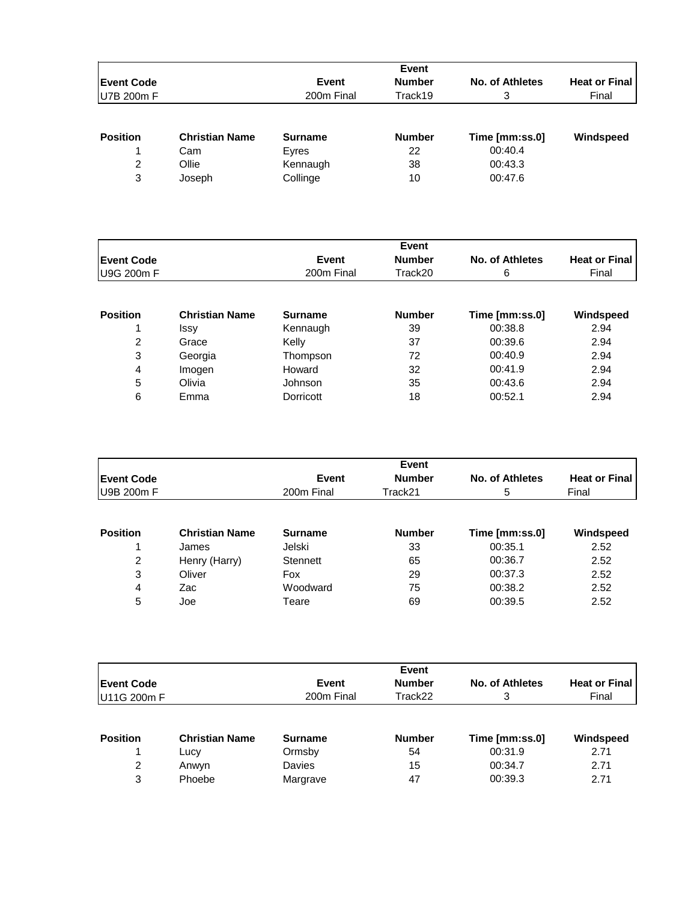| Event Code | | Event | Event Number | No. of Athletes | Heat or Final |
|---|---|---|---|---|---|
| U7B 200m F | | 200m Final | Track19 | 3 | Final |

| Position | Christian Name | Surname | Number | Time [mm:ss.0] | Windspeed |
|---|---|---|---|---|---|
| 1 | Cam | Eyres | 22 | 00:40.4 | |
| 2 | Ollie | Kennaugh | 38 | 00:43.3 | |
| 3 | Joseph | Collinge | 10 | 00:47.6 | |

| Event Code | | Event | Event Number | No. of Athletes | Heat or Final |
|---|---|---|---|---|---|
| U9G 200m F | | 200m Final | Track20 | 6 | Final |

| Position | Christian Name | Surname | Number | Time [mm:ss.0] | Windspeed |
|---|---|---|---|---|---|
| 1 | Issy | Kennaugh | 39 | 00:38.8 | 2.94 |
| 2 | Grace | Kelly | 37 | 00:39.6 | 2.94 |
| 3 | Georgia | Thompson | 72 | 00:40.9 | 2.94 |
| 4 | Imogen | Howard | 32 | 00:41.9 | 2.94 |
| 5 | Olivia | Johnson | 35 | 00:43.6 | 2.94 |
| 6 | Emma | Dorricott | 18 | 00:52.1 | 2.94 |

| Event Code | | Event | Event Number | No. of Athletes | Heat or Final |
|---|---|---|---|---|---|
| U9B 200m F | | 200m Final | Track21 | 5 | Final |

| Position | Christian Name | Surname | Number | Time [mm:ss.0] | Windspeed |
|---|---|---|---|---|---|
| 1 | James | Jelski | 33 | 00:35.1 | 2.52 |
| 2 | Henry (Harry) | Stennett | 65 | 00:36.7 | 2.52 |
| 3 | Oliver | Fox | 29 | 00:37.3 | 2.52 |
| 4 | Zac | Woodward | 75 | 00:38.2 | 2.52 |
| 5 | Joe | Teare | 69 | 00:39.5 | 2.52 |

| Event Code | | Event | Event Number | No. of Athletes | Heat or Final |
|---|---|---|---|---|---|
| U11G 200m F | | 200m Final | Track22 | 3 | Final |

| Position | Christian Name | Surname | Number | Time [mm:ss.0] | Windspeed |
|---|---|---|---|---|---|
| 1 | Lucy | Ormsby | 54 | 00:31.9 | 2.71 |
| 2 | Anwyn | Davies | 15 | 00:34.7 | 2.71 |
| 3 | Phoebe | Margrave | 47 | 00:39.3 | 2.71 |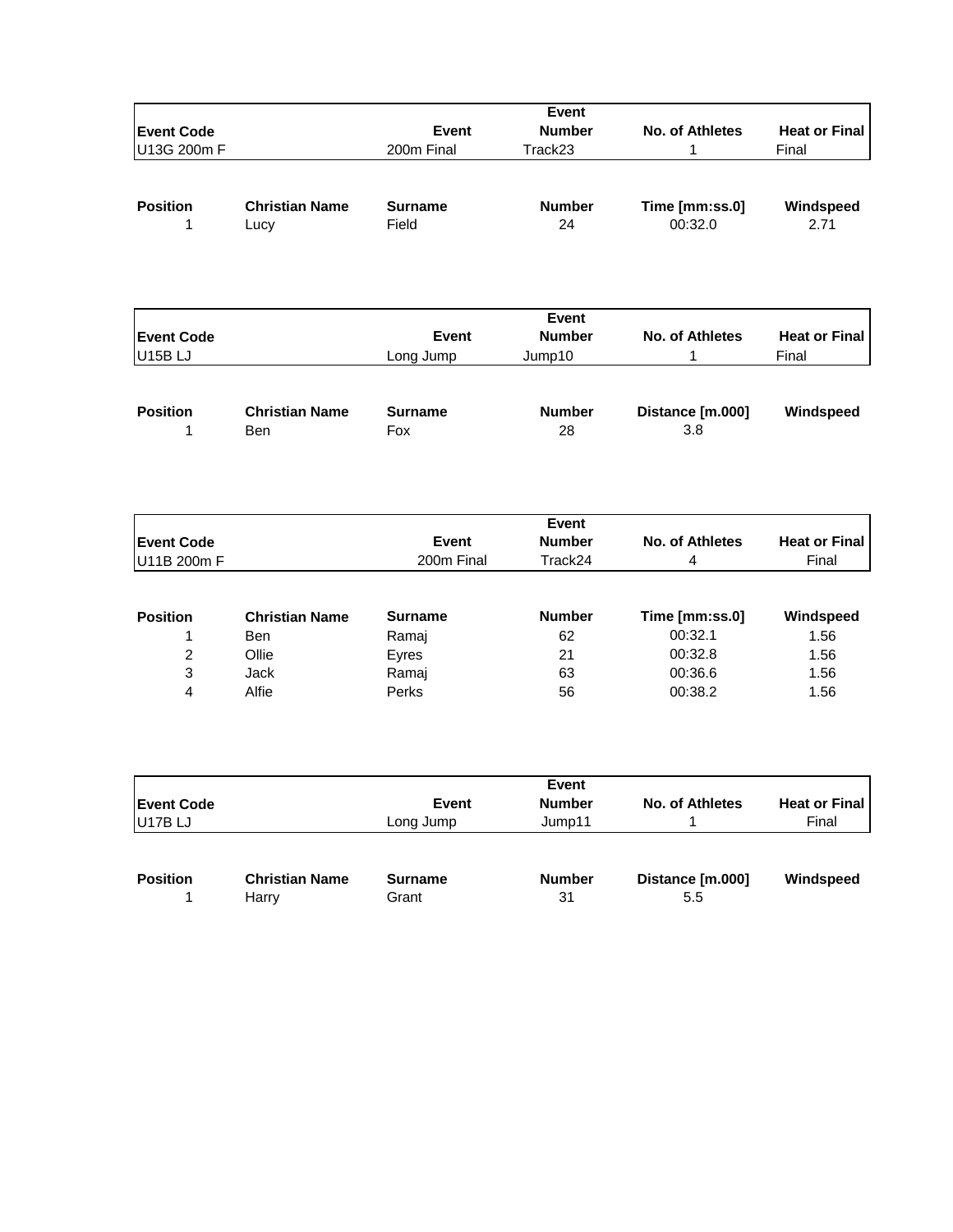| Event Code | Event | Event Number | No. of Athletes | Heat or Final |
|---|---|---|---|---|
| U13G 200m F | 200m Final | Track23 | 1 | Final |

| Position | Christian Name | Surname | Number | Time [mm:ss.0] | Windspeed |
|---|---|---|---|---|---|
| 1 | Lucy | Field | 24 | 00:32.0 | 2.71 |

| Event Code | Event | Event Number | No. of Athletes | Heat or Final |
|---|---|---|---|---|
| U15B LJ | Long Jump | Jump10 | 1 | Final |

| Position | Christian Name | Surname | Number | Distance [m.000] | Windspeed |
|---|---|---|---|---|---|
| 1 | Ben | Fox | 28 | 3.8 | |

| Event Code | Event | Event Number | No. of Athletes | Heat or Final |
|---|---|---|---|---|
| U11B 200m F | 200m Final | Track24 | 4 | Final |

| Position | Christian Name | Surname | Number | Time [mm:ss.0] | Windspeed |
|---|---|---|---|---|---|
| 1 | Ben | Ramaj | 62 | 00:32.1 | 1.56 |
| 2 | Ollie | Eyres | 21 | 00:32.8 | 1.56 |
| 3 | Jack | Ramaj | 63 | 00:36.6 | 1.56 |
| 4 | Alfie | Perks | 56 | 00:38.2 | 1.56 |

| Event Code | Event | Event Number | No. of Athletes | Heat or Final |
|---|---|---|---|---|
| U17B LJ | Long Jump | Jump11 | 1 | Final |

| Position | Christian Name | Surname | Number | Distance [m.000] | Windspeed |
|---|---|---|---|---|---|
| 1 | Harry | Grant | 31 | 5.5 | |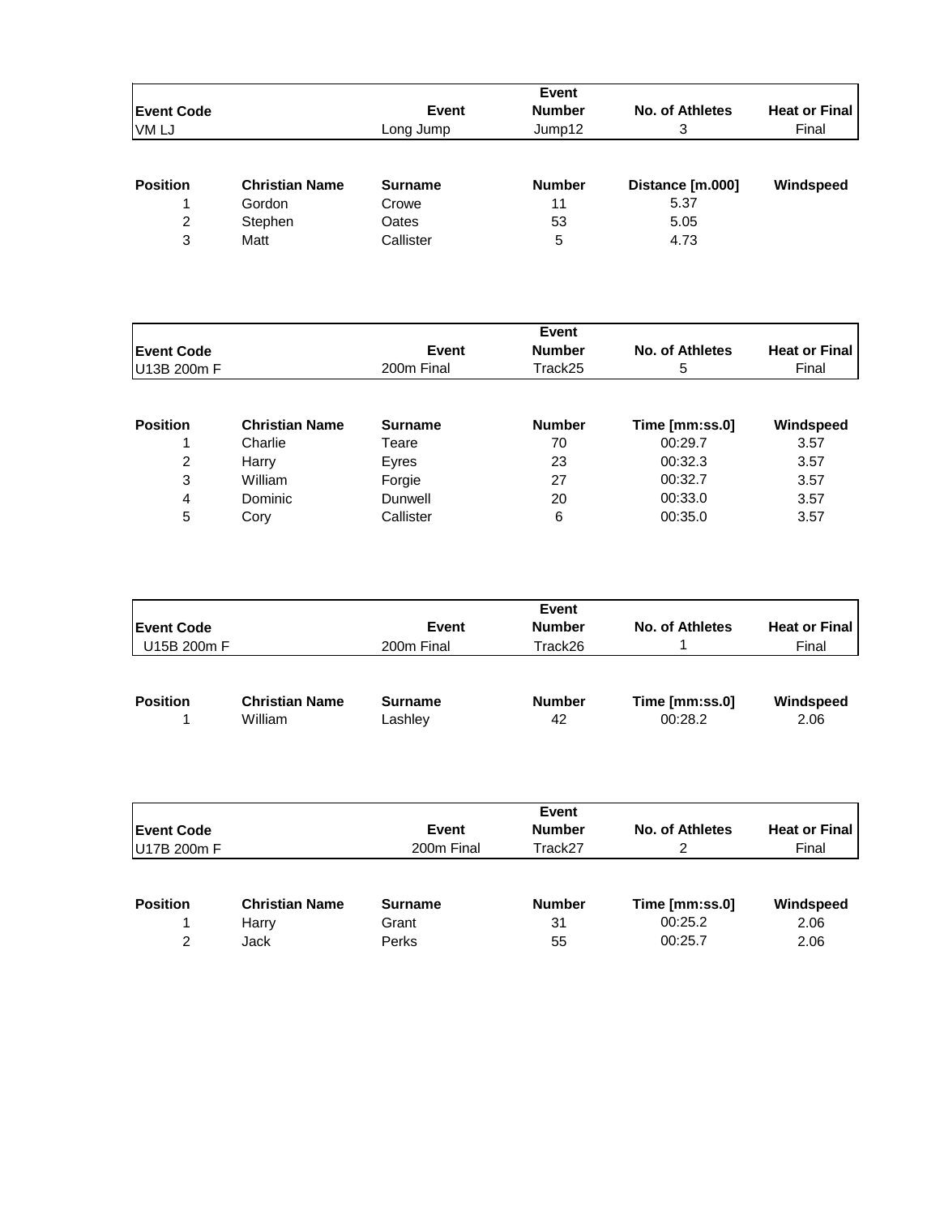| Event Code | | Event | Event Number | No. of Athletes | Heat or Final |
|---|---|---|---|---|---|
| VM LJ | | Long Jump | Jump12 | 3 | Final |

| Position | Christian Name | Surname | Number | Distance [m.000] | Windspeed |
|---|---|---|---|---|---|
| 1 | Gordon | Crowe | 11 | 5.37 | |
| 2 | Stephen | Oates | 53 | 5.05 | |
| 3 | Matt | Callister | 5 | 4.73 | |

| Event Code | | Event | Event Number | No. of Athletes | Heat or Final |
|---|---|---|---|---|---|
| U13B 200m F | | 200m Final | Track25 | 5 | Final |

| Position | Christian Name | Surname | Number | Time [mm:ss.0] | Windspeed |
|---|---|---|---|---|---|
| 1 | Charlie | Teare | 70 | 00:29.7 | 3.57 |
| 2 | Harry | Eyres | 23 | 00:32.3 | 3.57 |
| 3 | William | Forgie | 27 | 00:32.7 | 3.57 |
| 4 | Dominic | Dunwell | 20 | 00:33.0 | 3.57 |
| 5 | Cory | Callister | 6 | 00:35.0 | 3.57 |

| Event Code | | Event | Event Number | No. of Athletes | Heat or Final |
|---|---|---|---|---|---|
| U15B 200m F | | 200m Final | Track26 | 1 | Final |

| Position | Christian Name | Surname | Number | Time [mm:ss.0] | Windspeed |
|---|---|---|---|---|---|
| 1 | William | Lashley | 42 | 00:28.2 | 2.06 |

| Event Code | | Event | Event Number | No. of Athletes | Heat or Final |
|---|---|---|---|---|---|
| U17B 200m F | | 200m Final | Track27 | 2 | Final |

| Position | Christian Name | Surname | Number | Time [mm:ss.0] | Windspeed |
|---|---|---|---|---|---|
| 1 | Harry | Grant | 31 | 00:25.2 | 2.06 |
| 2 | Jack | Perks | 55 | 00:25.7 | 2.06 |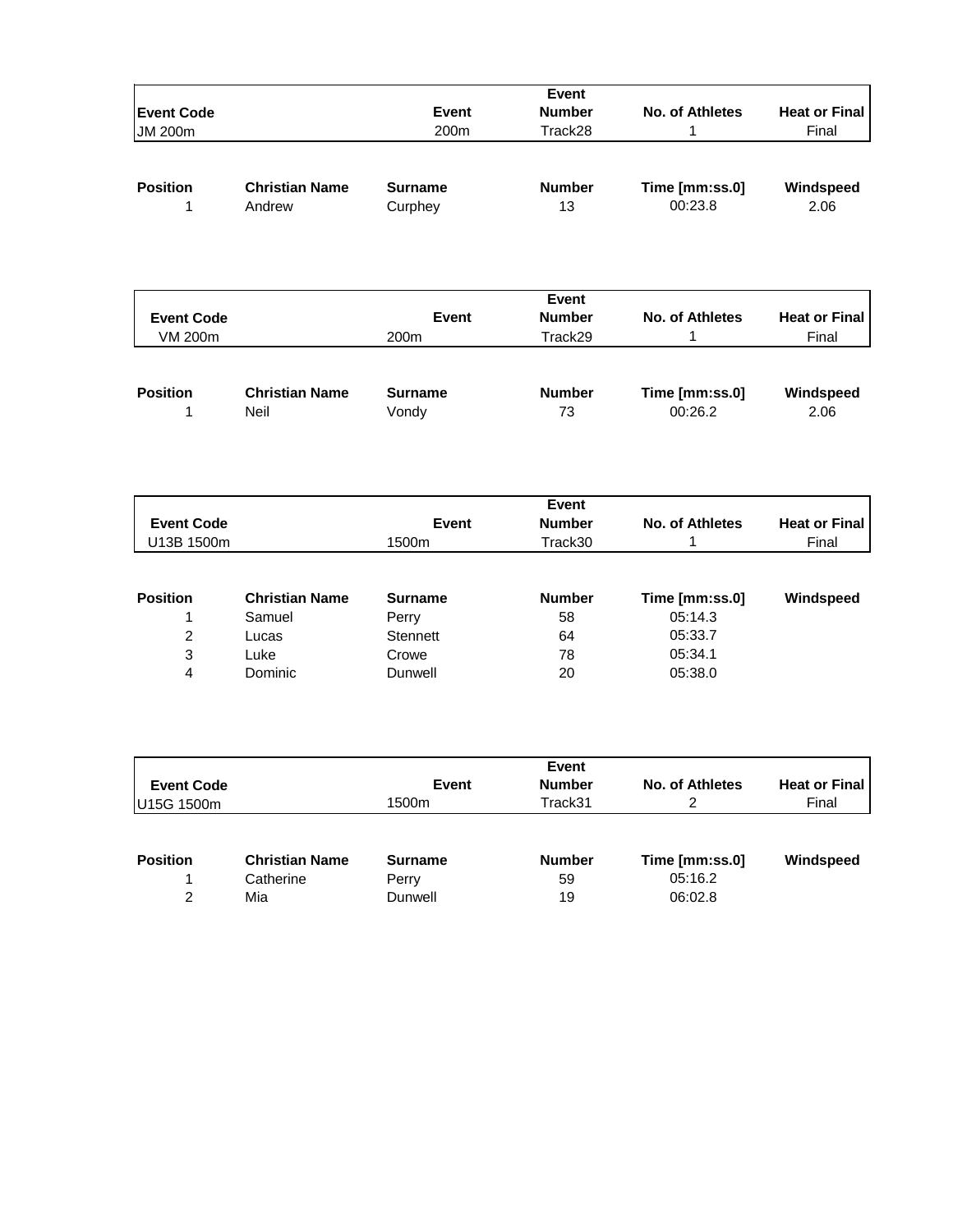| Event Code | | Event | Event Number | No. of Athletes | Heat or Final |
|---|---|---|---|---|---|
| JM 200m | | 200m | Track28 | 1 | Final |

| Position | Christian Name | Surname | Number | Time [mm:ss.0] | Windspeed |
|---|---|---|---|---|---|
| 1 | Andrew | Curphey | 13 | 00:23.8 | 2.06 |

| Event Code | | Event | Event Number | No. of Athletes | Heat or Final |
|---|---|---|---|---|---|
| VM 200m | | 200m | Track29 | 1 | Final |

| Position | Christian Name | Surname | Number | Time [mm:ss.0] | Windspeed |
|---|---|---|---|---|---|
| 1 | Neil | Vondy | 73 | 00:26.2 | 2.06 |

| Event Code | | Event | Event Number | No. of Athletes | Heat or Final |
|---|---|---|---|---|---|
| U13B 1500m | | 1500m | Track30 | 1 | Final |

| Position | Christian Name | Surname | Number | Time [mm:ss.0] | Windspeed |
|---|---|---|---|---|---|
| 1 | Samuel | Perry | 58 | 05:14.3 | |
| 2 | Lucas | Stennett | 64 | 05:33.7 | |
| 3 | Luke | Crowe | 78 | 05:34.1 | |
| 4 | Dominic | Dunwell | 20 | 05:38.0 | |

| Event Code | | Event | Event Number | No. of Athletes | Heat or Final |
|---|---|---|---|---|---|
| U15G 1500m | | 1500m | Track31 | 2 | Final |

| Position | Christian Name | Surname | Number | Time [mm:ss.0] | Windspeed |
|---|---|---|---|---|---|
| 1 | Catherine | Perry | 59 | 05:16.2 | |
| 2 | Mia | Dunwell | 19 | 06:02.8 | |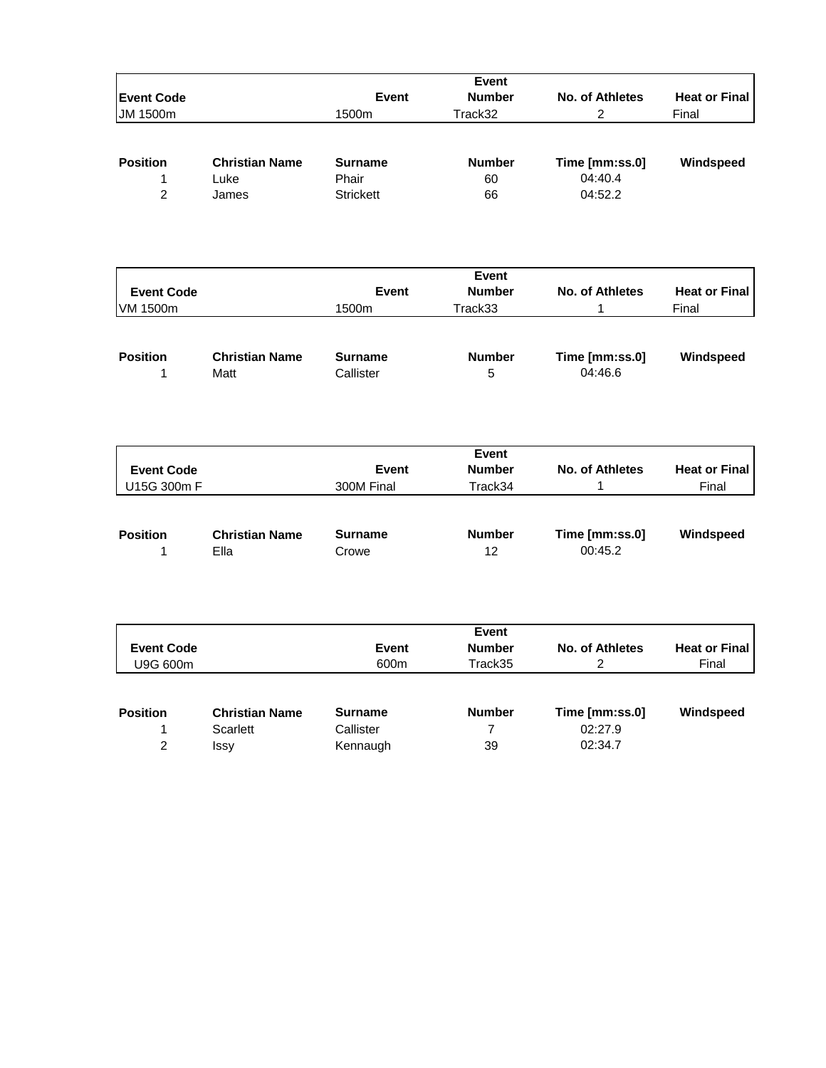| Event Code | | Event | Event Number | No. of Athletes | Heat or Final |
|---|---|---|---|---|---|
| JM 1500m | | 1500m | Track32 | 2 | Final |

| Position | Christian Name | Surname | Number | Time [mm:ss.0] | Windspeed |
|---|---|---|---|---|---|
| 1 | Luke | Phair | 60 | 04:40.4 | |
| 2 | James | Strickett | 66 | 04:52.2 | |

| Event Code | | Event | Event Number | No. of Athletes | Heat or Final |
|---|---|---|---|---|---|
| VM 1500m | | 1500m | Track33 | 1 | Final |

| Position | Christian Name | Surname | Number | Time [mm:ss.0] | Windspeed |
|---|---|---|---|---|---|
| 1 | Matt | Callister | 5 | 04:46.6 | |

| Event Code | | Event | Event Number | No. of Athletes | Heat or Final |
|---|---|---|---|---|---|
| U15G 300m F | | 300M Final | Track34 | 1 | Final |

| Position | Christian Name | Surname | Number | Time [mm:ss.0] | Windspeed |
|---|---|---|---|---|---|
| 1 | Ella | Crowe | 12 | 00:45.2 | |

| Event Code | | Event | Event Number | No. of Athletes | Heat or Final |
|---|---|---|---|---|---|
| U9G 600m | | 600m | Track35 | 2 | Final |

| Position | Christian Name | Surname | Number | Time [mm:ss.0] | Windspeed |
|---|---|---|---|---|---|
| 1 | Scarlett | Callister | 7 | 02:27.9 | |
| 2 | Issy | Kennaugh | 39 | 02:34.7 | |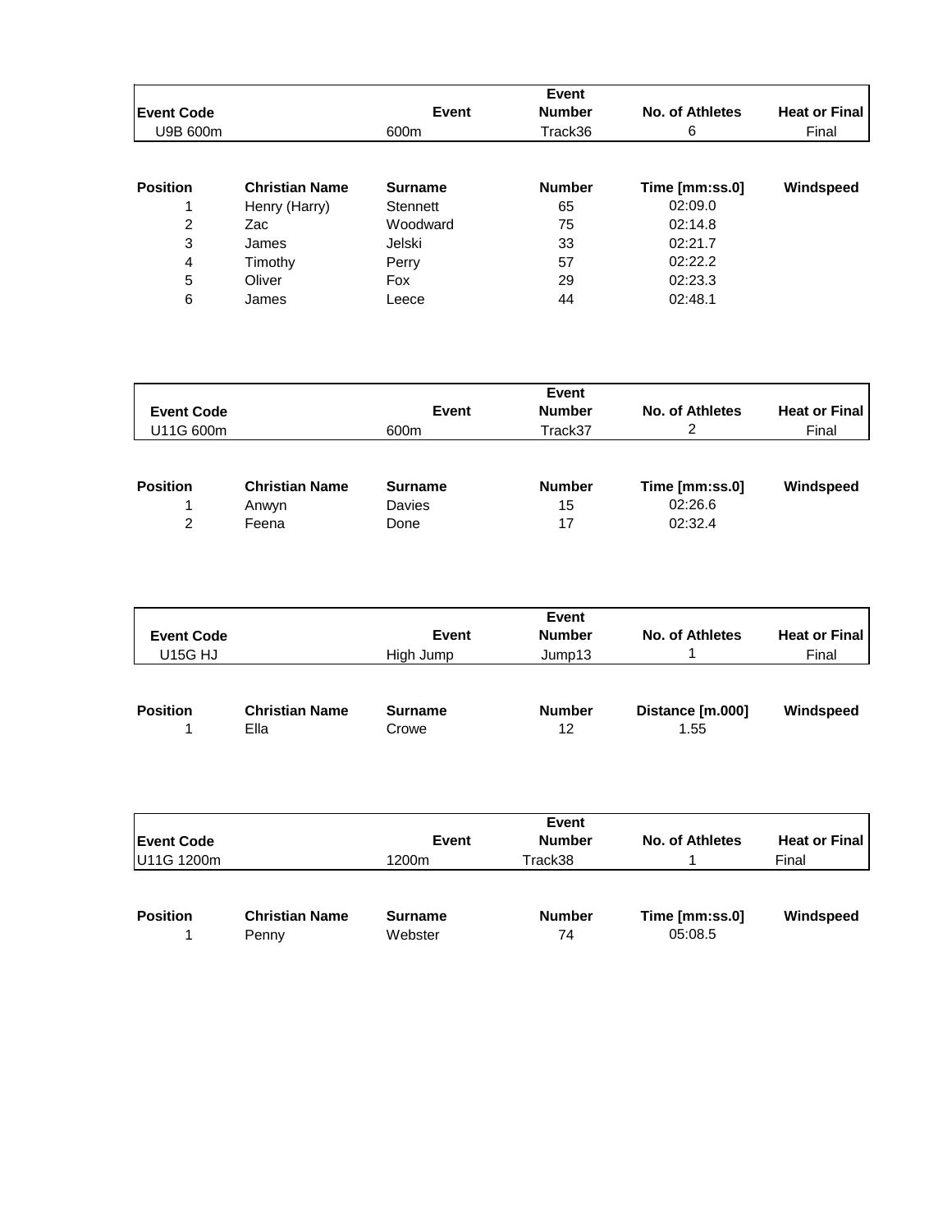| Event Code | | Event | Event Number | No. of Athletes | Heat or Final |
|---|---|---|---|---|---|
| U9B 600m | | 600m | Track36 | 6 | Final |

| Position | Christian Name | Surname | Number | Time [mm:ss.0] | Windspeed |
|---|---|---|---|---|---|
| 1 | Henry (Harry) | Stennett | 65 | 02:09.0 | |
| 2 | Zac | Woodward | 75 | 02:14.8 | |
| 3 | James | Jelski | 33 | 02:21.7 | |
| 4 | Timothy | Perry | 57 | 02:22.2 | |
| 5 | Oliver | Fox | 29 | 02:23.3 | |
| 6 | James | Leece | 44 | 02:48.1 | |

| Event Code | | Event | Event Number | No. of Athletes | Heat or Final |
|---|---|---|---|---|---|
| U11G 600m | | 600m | Track37 | 2 | Final |

| Position | Christian Name | Surname | Number | Time [mm:ss.0] | Windspeed |
|---|---|---|---|---|---|
| 1 | Anwyn | Davies | 15 | 02:26.6 | |
| 2 | Feena | Done | 17 | 02:32.4 | |

| Event Code | | Event | Event Number | No. of Athletes | Heat or Final |
|---|---|---|---|---|---|
| U15G HJ | | High Jump | Jump13 | 1 | Final |

| Position | Christian Name | Surname | Number | Distance [m.000] | Windspeed |
|---|---|---|---|---|---|
| 1 | Ella | Crowe | 12 | 1.55 | |

| Event Code | | Event | Event Number | No. of Athletes | Heat or Final |
|---|---|---|---|---|---|
| U11G 1200m | | 1200m | Track38 | 1 | Final |

| Position | Christian Name | Surname | Number | Time [mm:ss.0] | Windspeed |
|---|---|---|---|---|---|
| 1 | Penny | Webster | 74 | 05:08.5 | |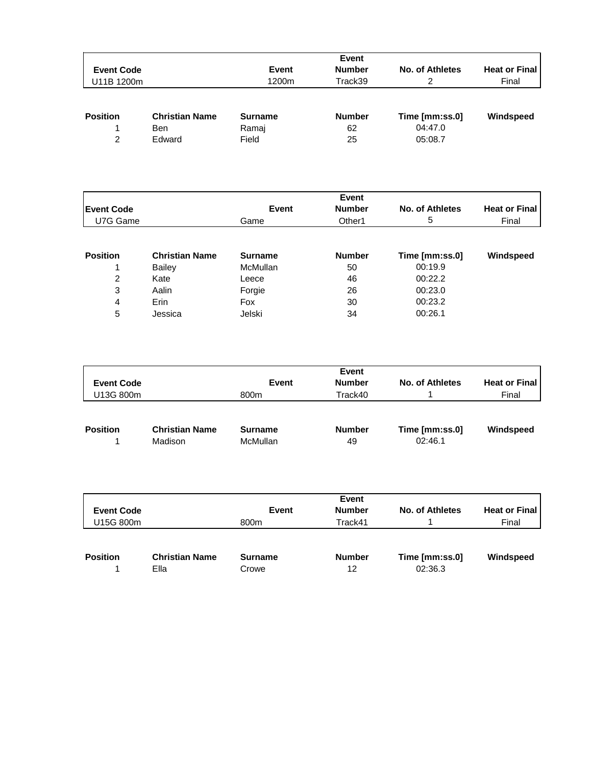| Event Code | Event | Event Number | No. of Athletes | Heat or Final |
|---|---|---|---|---|
| U11B 1200m | 1200m | Track39 | 2 | Final |

| Position | Christian Name | Surname | Number | Time [mm:ss.0] | Windspeed |
|---|---|---|---|---|---|
| 1 | Ben | Ramaj | 62 | 04:47.0 | |
| 2 | Edward | Field | 25 | 05:08.7 | |

| Event Code | Event | Event Number | No. of Athletes | Heat or Final |
|---|---|---|---|---|
| U7G Game | Game | Other1 | 5 | Final |

| Position | Christian Name | Surname | Number | Time [mm:ss.0] | Windspeed |
|---|---|---|---|---|---|
| 1 | Bailey | McMullan | 50 | 00:19.9 | |
| 2 | Kate | Leece | 46 | 00:22.2 | |
| 3 | Aalin | Forgie | 26 | 00:23.0 | |
| 4 | Erin | Fox | 30 | 00:23.2 | |
| 5 | Jessica | Jelski | 34 | 00:26.1 | |

| Event Code | Event | Event Number | No. of Athletes | Heat or Final |
|---|---|---|---|---|
| U13G 800m | 800m | Track40 | 1 | Final |

| Position | Christian Name | Surname | Number | Time [mm:ss.0] | Windspeed |
|---|---|---|---|---|---|
| 1 | Madison | McMullan | 49 | 02:46.1 | |

| Event Code | Event | Event Number | No. of Athletes | Heat or Final |
|---|---|---|---|---|
| U15G 800m | 800m | Track41 | 1 | Final |

| Position | Christian Name | Surname | Number | Time [mm:ss.0] | Windspeed |
|---|---|---|---|---|---|
| 1 | Ella | Crowe | 12 | 02:36.3 | |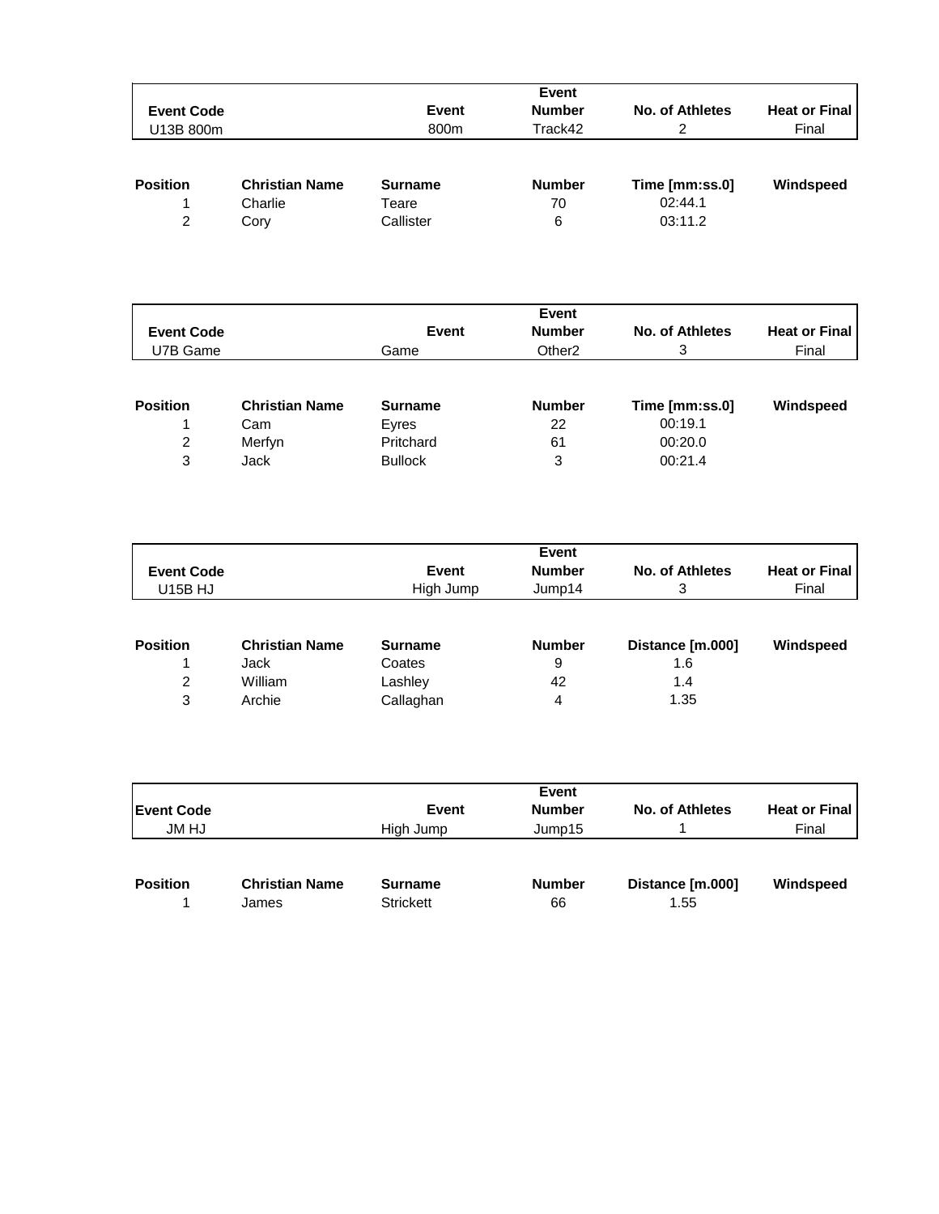| Event Code | Event | Event Number | No. of Athletes | Heat or Final |
|---|---|---|---|---|
| U13B 800m | 800m | Track42 | 2 | Final |

| Position | Christian Name | Surname | Number | Time [mm:ss.0] | Windspeed |
|---|---|---|---|---|---|
| 1 | Charlie | Teare | 70 | 02:44.1 | |
| 2 | Cory | Callister | 6 | 03:11.2 | |

| Event Code | Event | Event Number | No. of Athletes | Heat or Final |
|---|---|---|---|---|
| U7B Game | Game | Other2 | 3 | Final |

| Position | Christian Name | Surname | Number | Time [mm:ss.0] | Windspeed |
|---|---|---|---|---|---|
| 1 | Cam | Eyres | 22 | 00:19.1 | |
| 2 | Merfyn | Pritchard | 61 | 00:20.0 | |
| 3 | Jack | Bullock | 3 | 00:21.4 | |

| Event Code | Event | Event Number | No. of Athletes | Heat or Final |
|---|---|---|---|---|
| U15B HJ | High Jump | Jump14 | 3 | Final |

| Position | Christian Name | Surname | Number | Distance [m.000] | Windspeed |
|---|---|---|---|---|---|
| 1 | Jack | Coates | 9 | 1.6 | |
| 2 | William | Lashley | 42 | 1.4 | |
| 3 | Archie | Callaghan | 4 | 1.35 | |

| Event Code | Event | Event Number | No. of Athletes | Heat or Final |
|---|---|---|---|---|
| JM HJ | High Jump | Jump15 | 1 | Final |

| Position | Christian Name | Surname | Number | Distance [m.000] | Windspeed |
|---|---|---|---|---|---|
| 1 | James | Strickett | 66 | 1.55 | |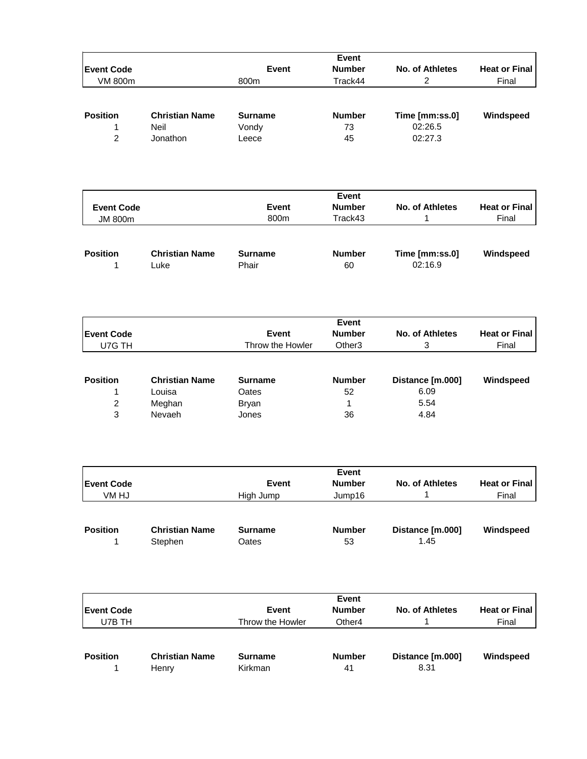| Event Code | | Event | Event Number | No. of Athletes | Heat or Final |
|---|---|---|---|---|---|
| VM 800m | | 800m | Track44 | 2 | Final |

| Position | Christian Name | Surname | Number | Time [mm:ss.0] | Windspeed |
|---|---|---|---|---|---|
| 1 | Neil | Vondy | 73 | 02:26.5 | |
| 2 | Jonathon | Leece | 45 | 02:27.3 | |

| Event Code | | Event | Event Number | No. of Athletes | Heat or Final |
|---|---|---|---|---|---|
| JM 800m | | 800m | Track43 | 1 | Final |

| Position | Christian Name | Surname | Number | Time [mm:ss.0] | Windspeed |
|---|---|---|---|---|---|
| 1 | Luke | Phair | 60 | 02:16.9 | |

| Event Code | | Event | Event Number | No. of Athletes | Heat or Final |
|---|---|---|---|---|---|
| U7G TH | | Throw the Howler | Other3 | 3 | Final |

| Position | Christian Name | Surname | Number | Distance [m.000] | Windspeed |
|---|---|---|---|---|---|
| 1 | Louisa | Oates | 52 | 6.09 | |
| 2 | Meghan | Bryan | 1 | 5.54 | |
| 3 | Nevaeh | Jones | 36 | 4.84 | |

| Event Code | | Event | Event Number | No. of Athletes | Heat or Final |
|---|---|---|---|---|---|
| VM HJ | | High Jump | Jump16 | 1 | Final |

| Position | Christian Name | Surname | Number | Distance [m.000] | Windspeed |
|---|---|---|---|---|---|
| 1 | Stephen | Oates | 53 | 1.45 | |

| Event Code | | Event | Event Number | No. of Athletes | Heat or Final |
|---|---|---|---|---|---|
| U7B TH | | Throw the Howler | Other4 | 1 | Final |

| Position | Christian Name | Surname | Number | Distance [m.000] | Windspeed |
|---|---|---|---|---|---|
| 1 | Henry | Kirkman | 41 | 8.31 | |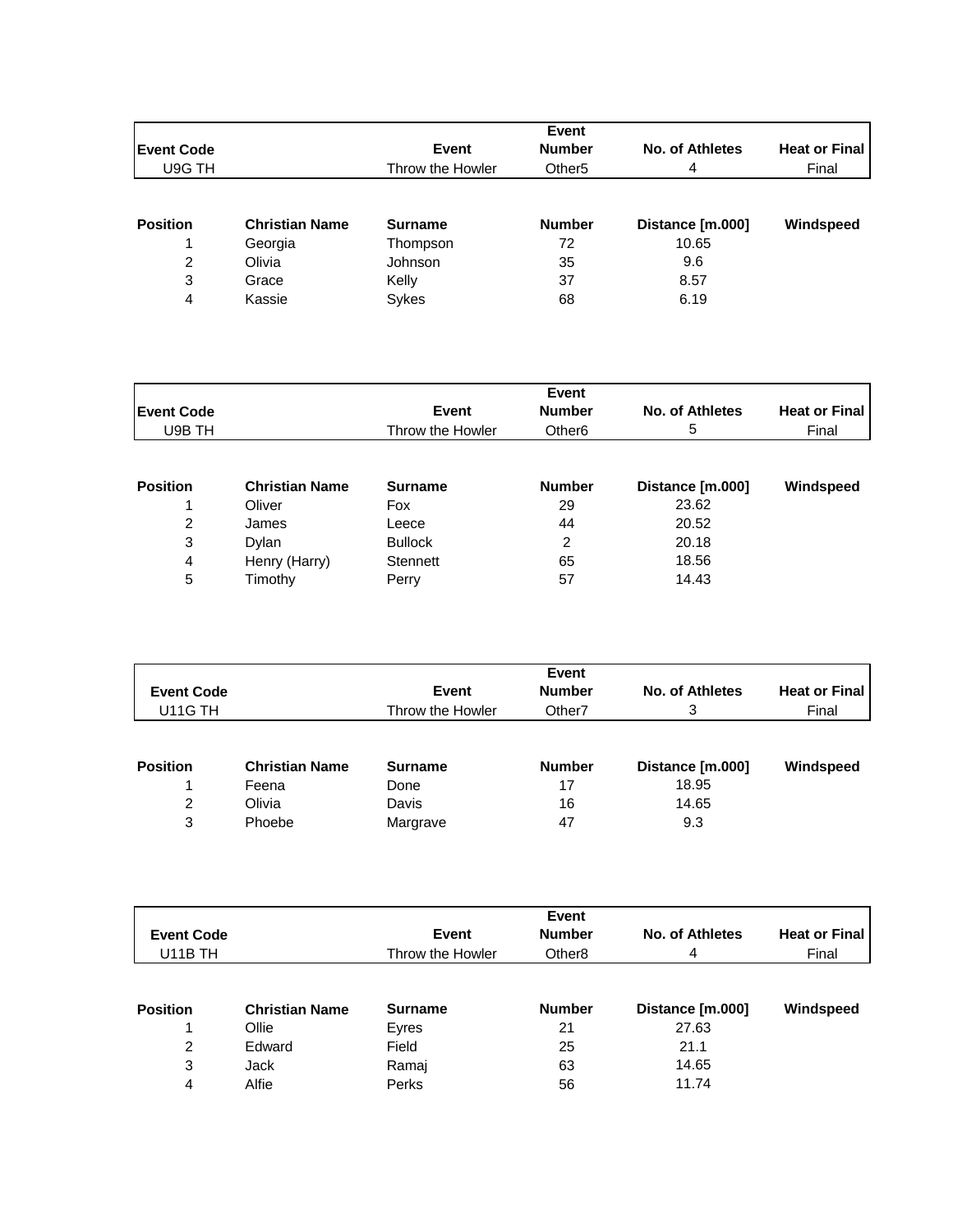| Event Code | Event | Event Number | No. of Athletes | Heat or Final |
|---|---|---|---|---|
| U9G TH | Throw the Howler | Other5 | 4 | Final |

| Position | Christian Name | Surname | Number | Distance [m.000] | Windspeed |
|---|---|---|---|---|---|
| 1 | Georgia | Thompson | 72 | 10.65 | |
| 2 | Olivia | Johnson | 35 | 9.6 | |
| 3 | Grace | Kelly | 37 | 8.57 | |
| 4 | Kassie | Sykes | 68 | 6.19 | |

| Event Code | Event | Event Number | No. of Athletes | Heat or Final |
|---|---|---|---|---|
| U9B TH | Throw the Howler | Other6 | 5 | Final |

| Position | Christian Name | Surname | Number | Distance [m.000] | Windspeed |
|---|---|---|---|---|---|
| 1 | Oliver | Fox | 29 | 23.62 | |
| 2 | James | Leece | 44 | 20.52 | |
| 3 | Dylan | Bullock | 2 | 20.18 | |
| 4 | Henry (Harry) | Stennett | 65 | 18.56 | |
| 5 | Timothy | Perry | 57 | 14.43 | |

| Event Code | Event | Event Number | No. of Athletes | Heat or Final |
|---|---|---|---|---|
| U11G TH | Throw the Howler | Other7 | 3 | Final |

| Position | Christian Name | Surname | Number | Distance [m.000] | Windspeed |
|---|---|---|---|---|---|
| 1 | Feena | Done | 17 | 18.95 | |
| 2 | Olivia | Davis | 16 | 14.65 | |
| 3 | Phoebe | Margrave | 47 | 9.3 | |

| Event Code | Event | Event Number | No. of Athletes | Heat or Final |
|---|---|---|---|---|
| U11B TH | Throw the Howler | Other8 | 4 | Final |

| Position | Christian Name | Surname | Number | Distance [m.000] | Windspeed |
|---|---|---|---|---|---|
| 1 | Ollie | Eyres | 21 | 27.63 | |
| 2 | Edward | Field | 25 | 21.1 | |
| 3 | Jack | Ramaj | 63 | 14.65 | |
| 4 | Alfie | Perks | 56 | 11.74 | |